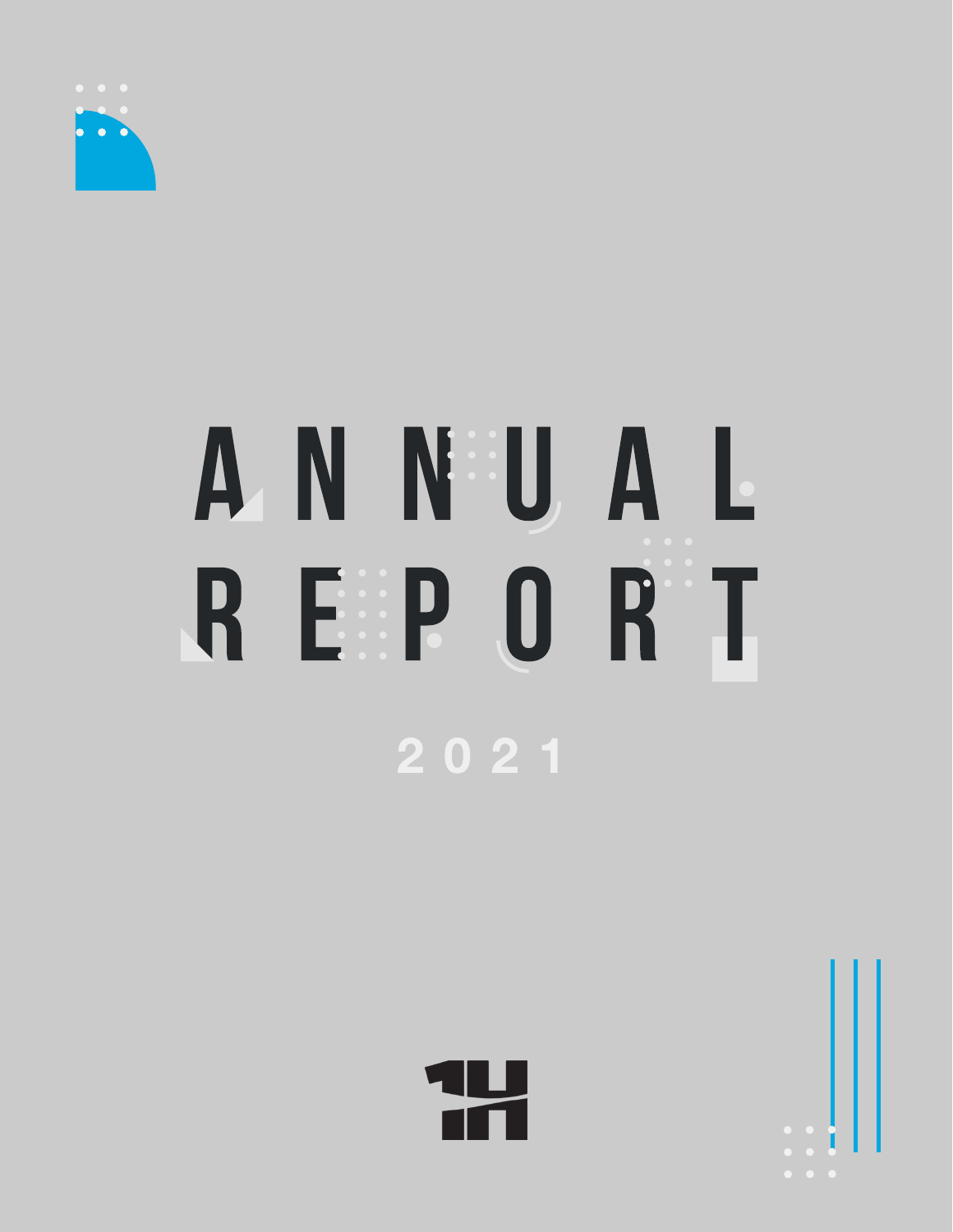# ANNUAL REPORT

2021

1H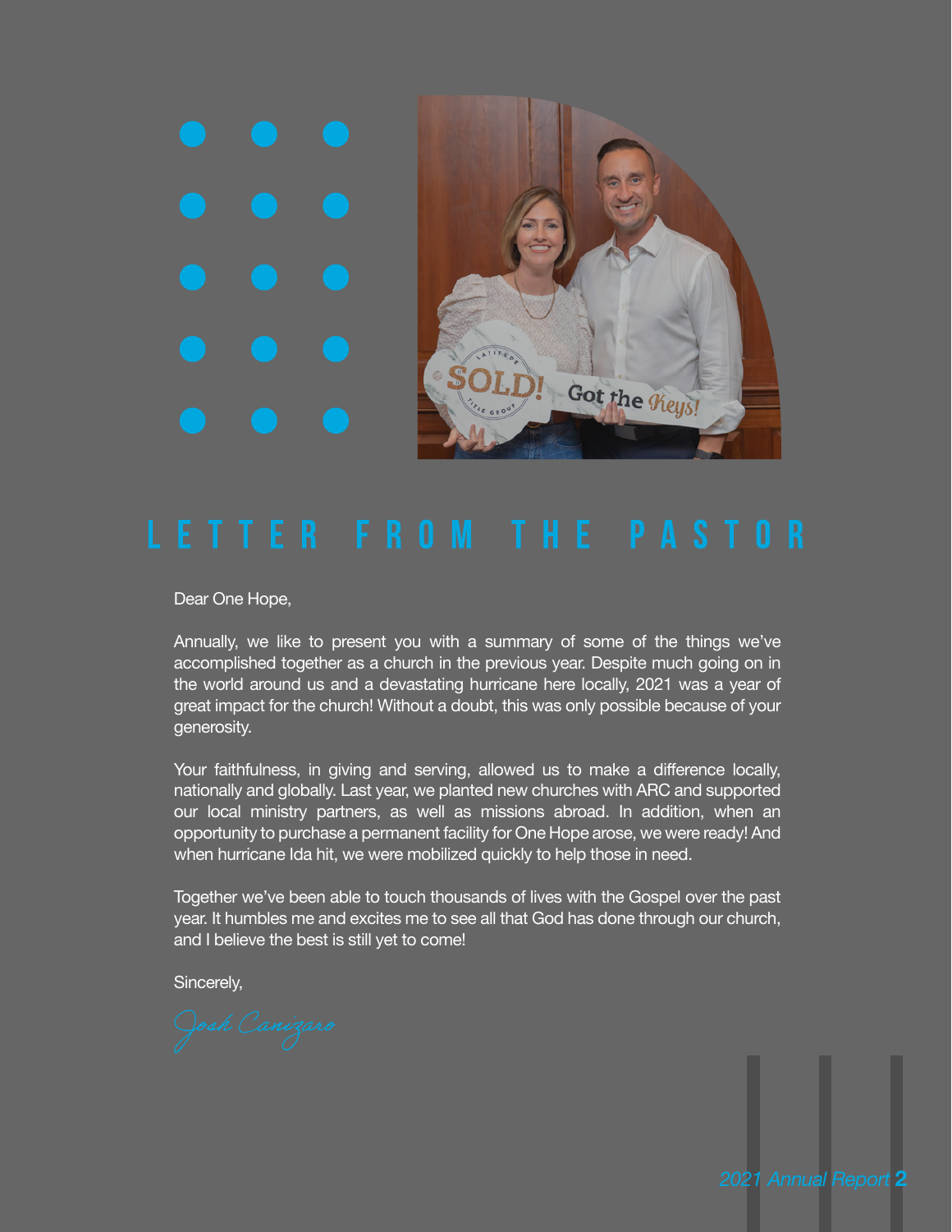# LETTER FROM THE PASTOR

Dear One Hope,

Annually, we like to present you with a summary of some of the things we've accomplished together as a church in the previous year. Despite much going on in the world around us and a devastating hurricane here locally, 2021 was a year of great impact for the church! Without a doubt, this was only possible because of your generosity.

Your faithfulness, in giving and serving, allowed us to make a difference locally, nationally and globally. Last year, we planted new churches with ARC and supported our local ministry partners, as well as missions abroad. In addition, when an opportunity to purchase a permanent facility for One Hope arose, we were ready! And when hurricane Ida hit, we were mobilized quickly to help those in need.

Together we've been able to touch thousands of lives with the Gospel over the past year. It humbles me and excites me to see all that God has done through our church, and I believe the best is still yet to come!

Sincerely,

*Josh Canizaro*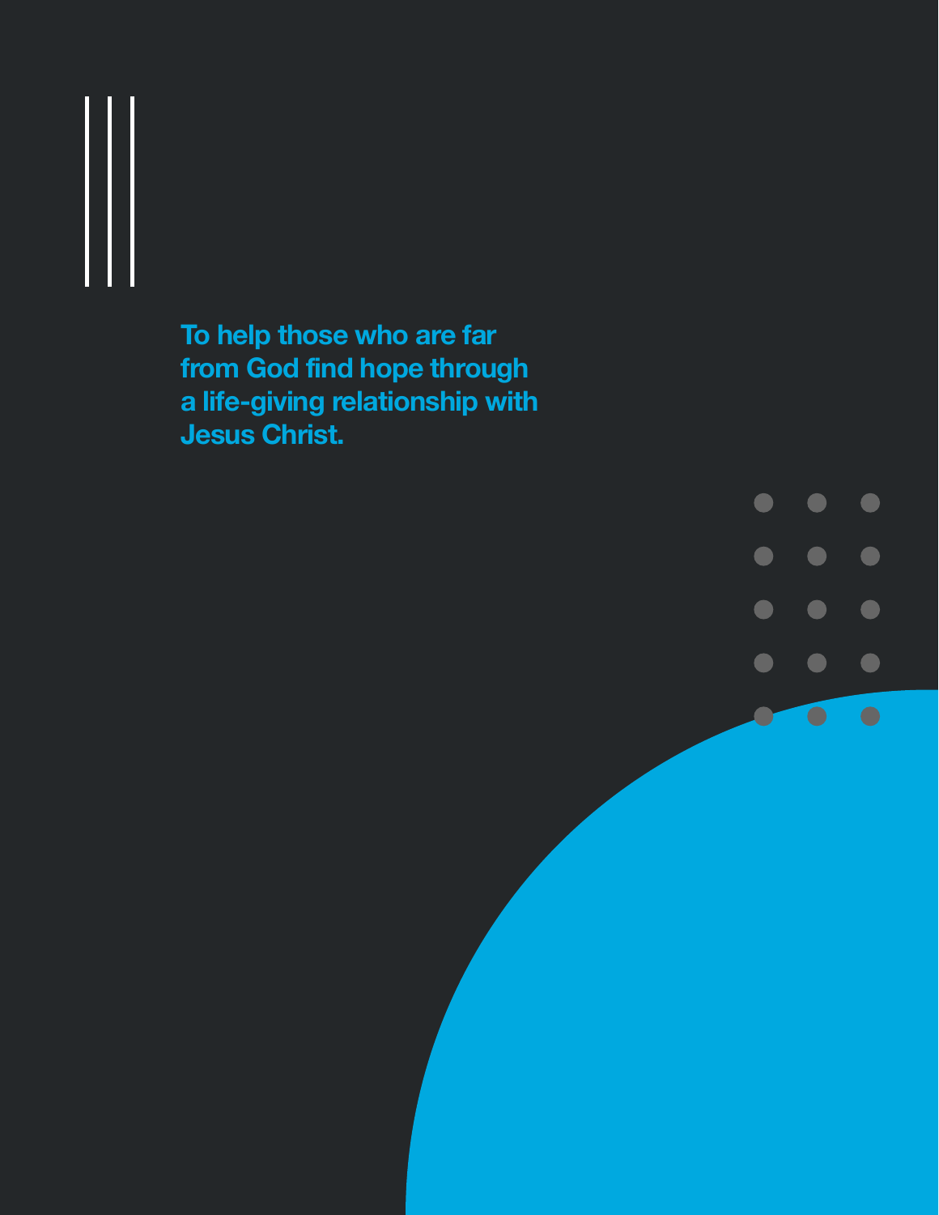**To help those who are far from God find hope through a life-giving relationship with Jesus Christ.**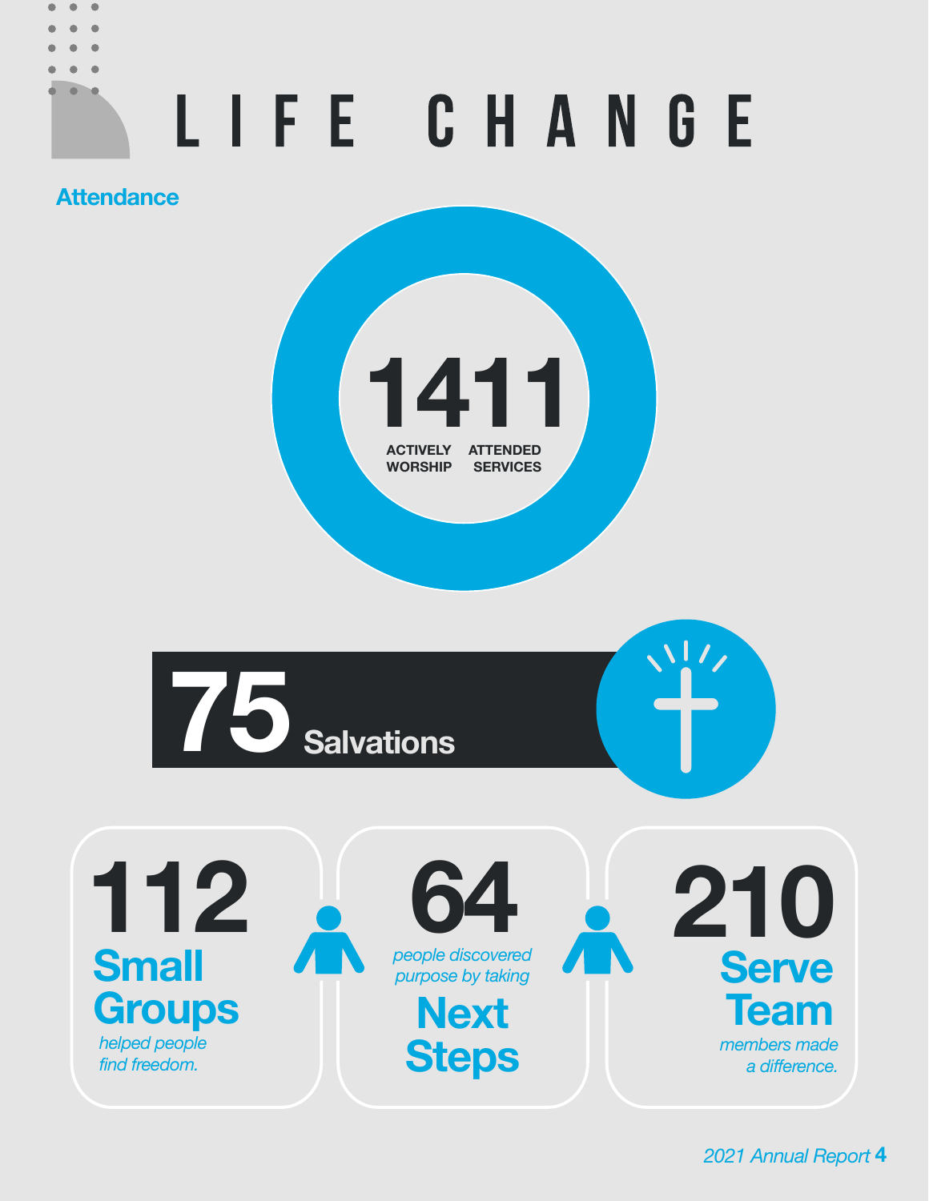# LIFE CHANGE

## Attendance

**1411**

ACTIVELY WORSHIP ATTENDED SERVICES

**75** Salvations

**112** **Small Groups** *helped people find freedom.*

**64** *people discovered purpose by taking* **Next Steps**

**210** **Serve Team** *members made a difference.*

*2021 Annual Report*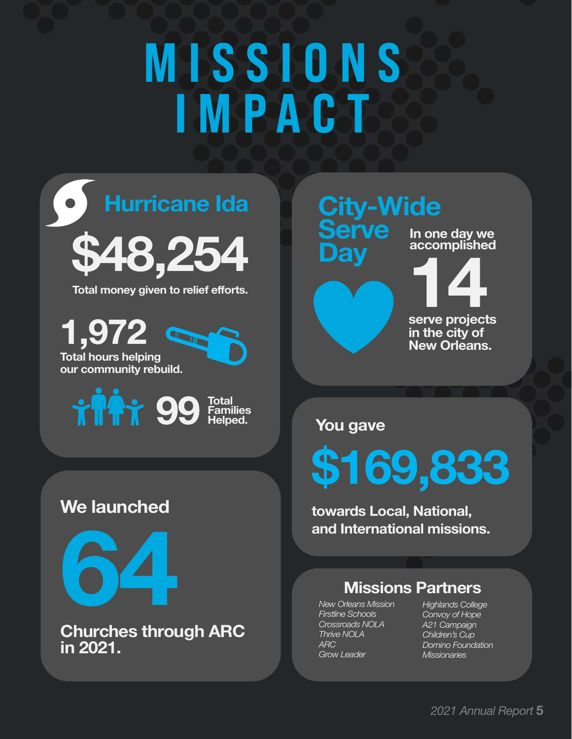# MISSIONS IMPACT

## Hurricane Ida

**$48,254**

Total money given to relief efforts.

**1,972**

Total hours helping our community rebuild.

**99** Total Families Helped.

## City-Wide Serve Day

In one day we accomplished

**14**

serve projects in the city of New Orleans.

You gave

**$169,833**

towards Local, National, and International missions.

We launched

**64**

Churches through ARC in 2021.

## Missions Partners

*New Orleans Mission*
*Firstline Schools*
*Crossroads NOLA*
*Thrive NOLA*
*ARC*
*Grow Leader*
*Highlands College*
*Convoy of Hope*
*A21 Campaign*
*Children's Cup*
*Domino Foundation*
*Missionaries*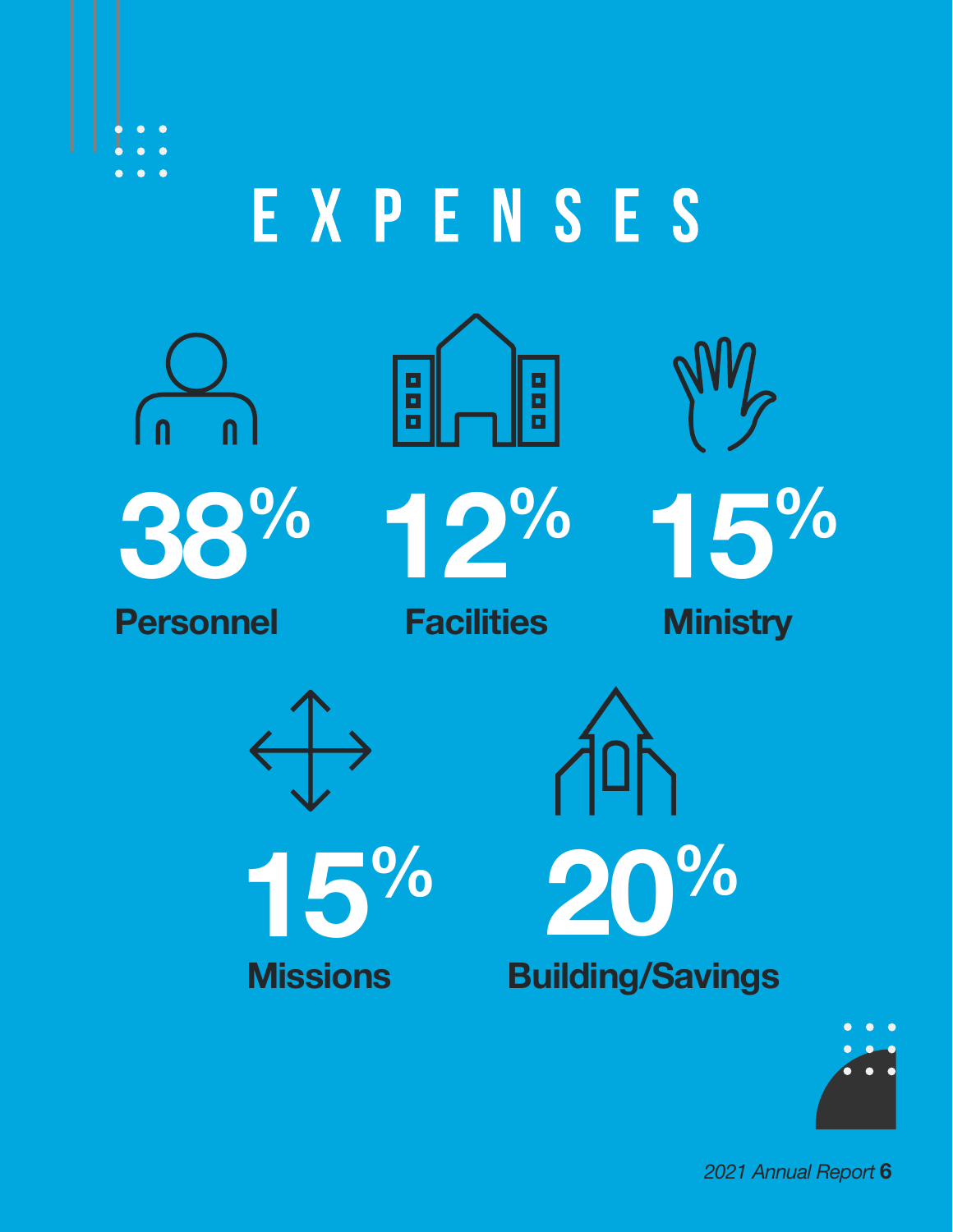# EXPENSES

**38%**
**Personnel**

**12%**
**Facilities**

**15%**
**Ministry**

**15%**
**Missions**

**20%**
**Building/Savings**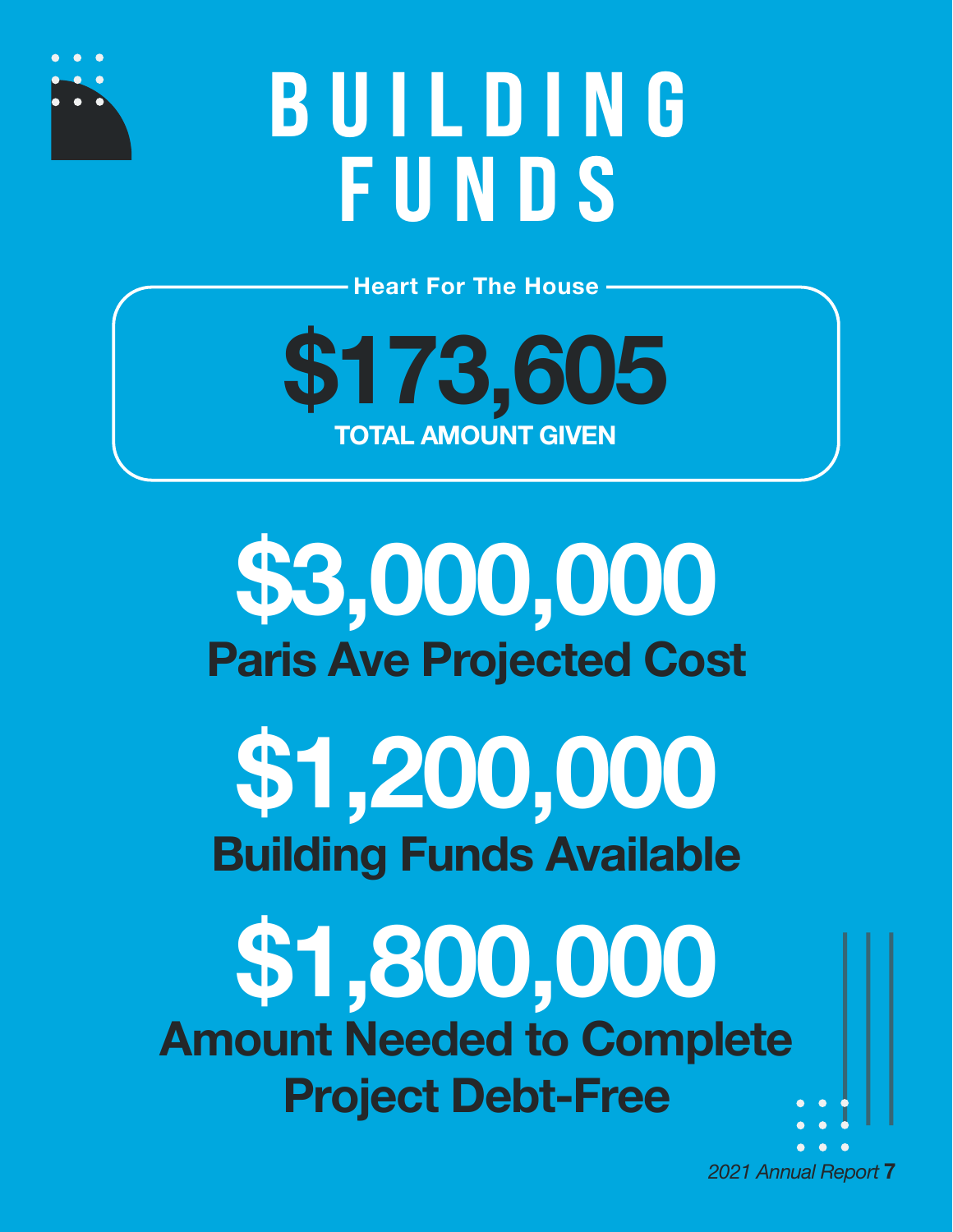# BUILDING FUNDS

**Heart For The House**

**$173,605**

**TOTAL AMOUNT GIVEN**

**$3,000,000**

**Paris Ave Projected Cost**

**$1,200,000**

**Building Funds Available**

**$1,800,000**

**Amount Needed to Complete Project Debt-Free**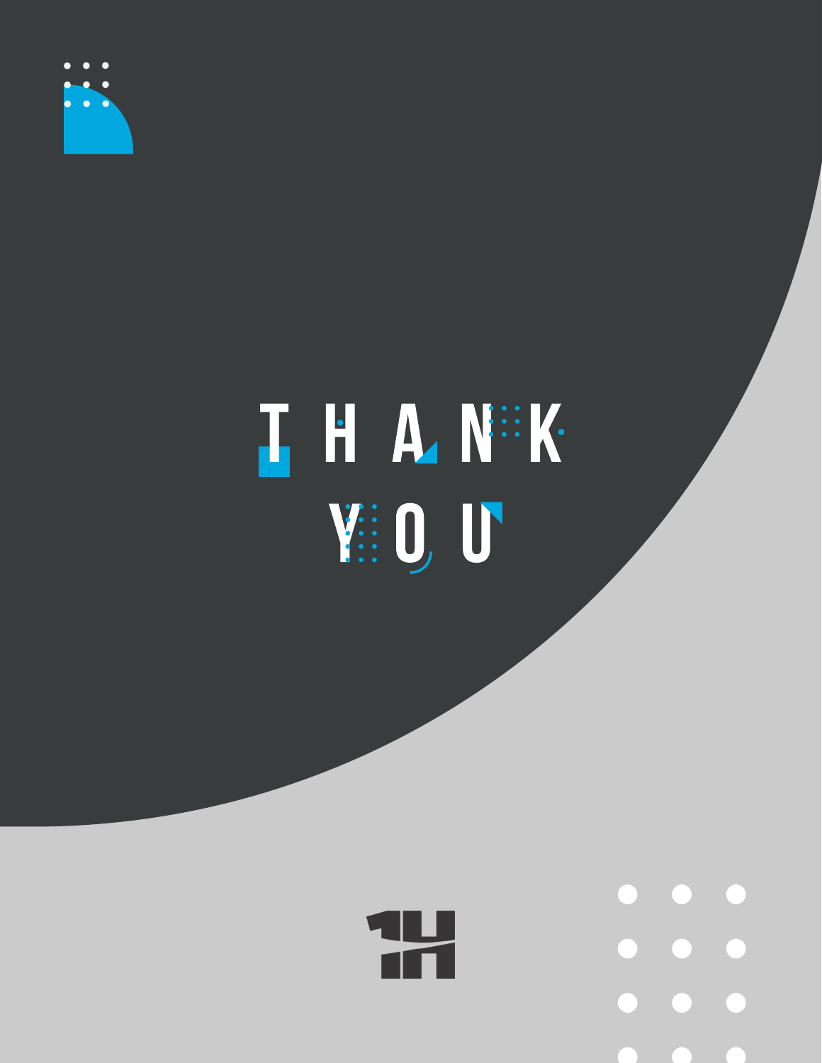# THANK YOU